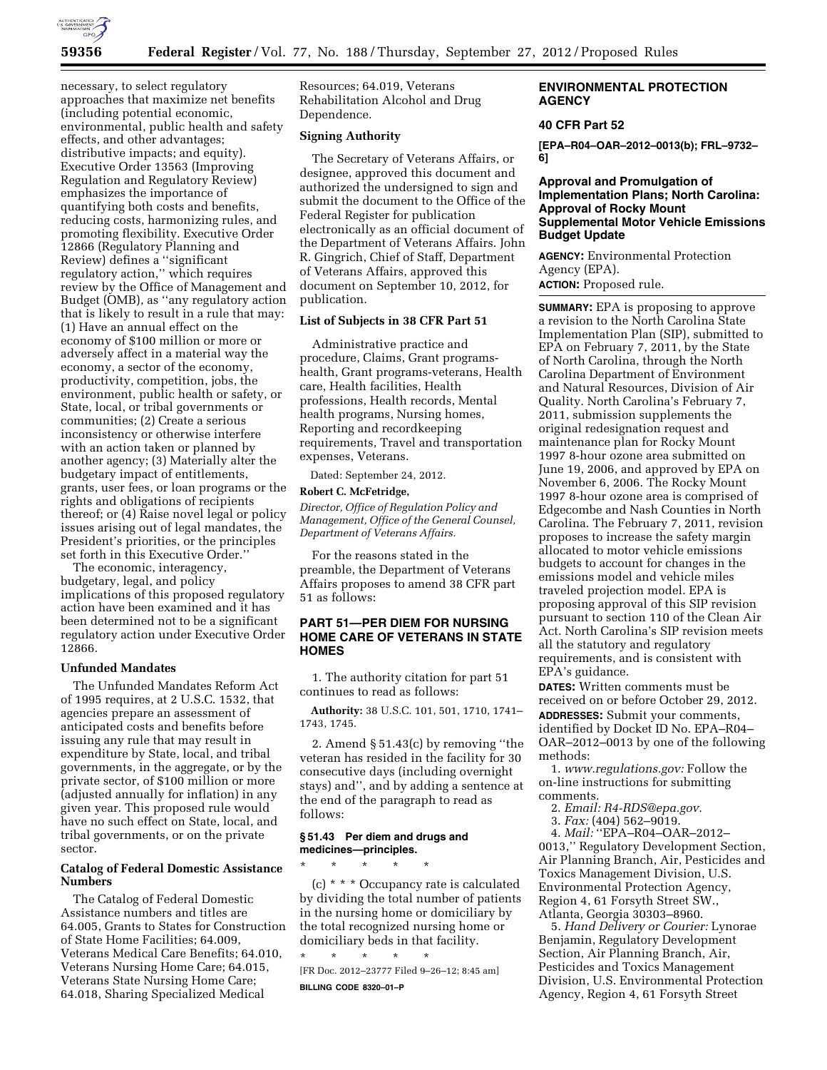necessary, to select regulatory approaches that maximize net benefits (including potential economic, environmental, public health and safety effects, and other advantages; distributive impacts; and equity). Executive Order 13563 (Improving Regulation and Regulatory Review) emphasizes the importance of quantifying both costs and benefits, reducing costs, harmonizing rules, and promoting flexibility. Executive Order 12866 (Regulatory Planning and Review) defines a ''significant regulatory action,'' which requires review by the Office of Management and Budget (OMB), as ''any regulatory action that is likely to result in a rule that may: (1) Have an annual effect on the economy of $100 million or more or adversely affect in a material way the economy, a sector of the economy, productivity, competition, jobs, the environment, public health or safety, or State, local, or tribal governments or communities; (2) Create a serious inconsistency or otherwise interfere with an action taken or planned by another agency; (3) Materially alter the budgetary impact of entitlements, grants, user fees, or loan programs or the rights and obligations of recipients thereof; or (4) Raise novel legal or policy issues arising out of legal mandates, the President's priorities, or the principles set forth in this Executive Order.''

The economic, interagency, budgetary, legal, and policy implications of this proposed regulatory action have been examined and it has been determined not to be a significant regulatory action under Executive Order 12866.

### Unfunded Mandates

The Unfunded Mandates Reform Act of 1995 requires, at 2 U.S.C. 1532, that agencies prepare an assessment of anticipated costs and benefits before issuing any rule that may result in expenditure by State, local, and tribal governments, in the aggregate, or by the private sector, of $100 million or more (adjusted annually for inflation) in any given year. This proposed rule would have no such effect on State, local, and tribal governments, or on the private sector.

### Catalog of Federal Domestic Assistance Numbers

The Catalog of Federal Domestic Assistance numbers and titles are 64.005, Grants to States for Construction of State Home Facilities; 64.009, Veterans Medical Care Benefits; 64.010, Veterans Nursing Home Care; 64.015, Veterans State Nursing Home Care; 64.018, Sharing Specialized Medical Resources; 64.019, Veterans Rehabilitation Alcohol and Drug Dependence.

### Signing Authority

The Secretary of Veterans Affairs, or designee, approved this document and authorized the undersigned to sign and submit the document to the Office of the Federal Register for publication electronically as an official document of the Department of Veterans Affairs. John R. Gingrich, Chief of Staff, Department of Veterans Affairs, approved this document on September 10, 2012, for publication.

### List of Subjects in 38 CFR Part 51

Administrative practice and procedure, Claims, Grant programs-health, Grant programs-veterans, Health care, Health facilities, Health professions, Health records, Mental health programs, Nursing homes, Reporting and recordkeeping requirements, Travel and transportation expenses, Veterans.

Dated: September 24, 2012.

**Robert C. McFetridge,**

*Director, Office of Regulation Policy and Management, Office of the General Counsel, Department of Veterans Affairs.*

For the reasons stated in the preamble, the Department of Veterans Affairs proposes to amend 38 CFR part 51 as follows:

## PART 51—PER DIEM FOR NURSING HOME CARE OF VETERANS IN STATE HOMES

1. The authority citation for part 51 continues to read as follows:

**Authority:** 38 U.S.C. 101, 501, 1710, 1741–1743, 1745.

2. Amend § 51.43(c) by removing ''the veteran has resided in the facility for 30 consecutive days (including overnight stays) and'', and by adding a sentence at the end of the paragraph to read as follows:

#### § 51.43 Per diem and drugs and medicines—principles.

\* \* \* \* \*

(c) \* \* \* Occupancy rate is calculated by dividing the total number of patients in the nursing home or domiciliary by the total recognized nursing home or domiciliary beds in that facility.

\* \* \* \* \*

[FR Doc. 2012–23777 Filed 9–26–12; 8:45 am]

**BILLING CODE 8320–01–P**

## ENVIRONMENTAL PROTECTION AGENCY

### 40 CFR Part 52

**[EPA–R04–OAR–2012–0013(b); FRL–9732–6]**

### Approval and Promulgation of Implementation Plans; North Carolina: Approval of Rocky Mount Supplemental Motor Vehicle Emissions Budget Update

**AGENCY:** Environmental Protection Agency (EPA).

**ACTION:** Proposed rule.

**SUMMARY:** EPA is proposing to approve a revision to the North Carolina State Implementation Plan (SIP), submitted to EPA on February 7, 2011, by the State of North Carolina, through the North Carolina Department of Environment and Natural Resources, Division of Air Quality. North Carolina's February 7, 2011, submission supplements the original redesignation request and maintenance plan for Rocky Mount 1997 8-hour ozone area submitted on June 19, 2006, and approved by EPA on November 6, 2006. The Rocky Mount 1997 8-hour ozone area is comprised of Edgecombe and Nash Counties in North Carolina. The February 7, 2011, revision proposes to increase the safety margin allocated to motor vehicle emissions budgets to account for changes in the emissions model and vehicle miles traveled projection model. EPA is proposing approval of this SIP revision pursuant to section 110 of the Clean Air Act. North Carolina's SIP revision meets all the statutory and regulatory requirements, and is consistent with EPA's guidance.

**DATES:** Written comments must be received on or before October 29, 2012.

**ADDRESSES:** Submit your comments, identified by Docket ID No. EPA–R04–OAR–2012–0013 by one of the following methods:

1. *www.regulations.gov:* Follow the on-line instructions for submitting comments.
2. *Email: R4-RDS@epa.gov.*
3. *Fax:* (404) 562–9019.
4. *Mail:* ''EPA–R04–OAR–2012–0013,'' Regulatory Development Section, Air Planning Branch, Air, Pesticides and Toxics Management Division, U.S. Environmental Protection Agency, Region 4, 61 Forsyth Street SW., Atlanta, Georgia 30303–8960.
5. *Hand Delivery or Courier:* Lynorae Benjamin, Regulatory Development Section, Air Planning Branch, Air, Pesticides and Toxics Management Division, U.S. Environmental Protection Agency, Region 4, 61 Forsyth Street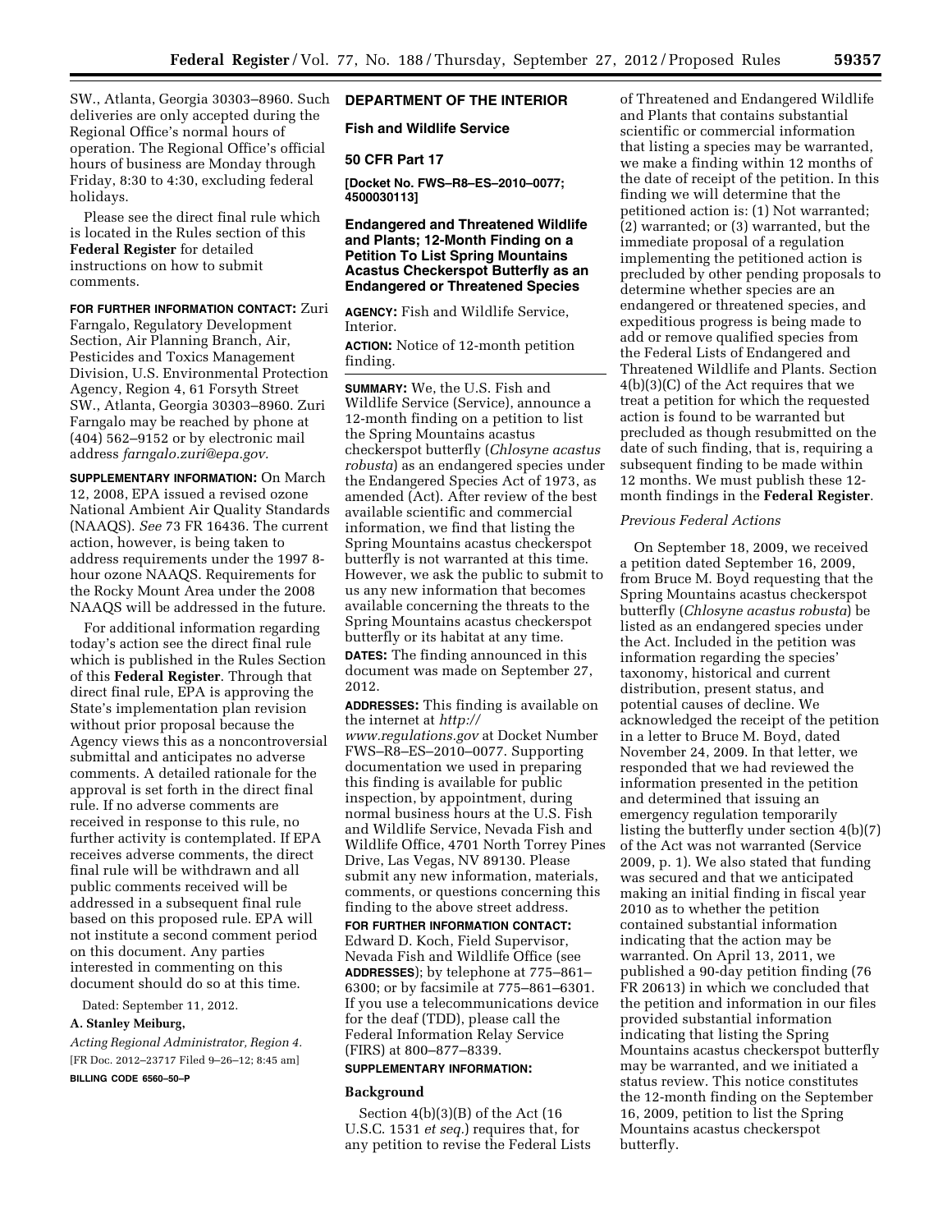SW., Atlanta, Georgia 30303–8960. Such deliveries are only accepted during the Regional Office's normal hours of operation. The Regional Office's official hours of business are Monday through Friday, 8:30 to 4:30, excluding federal holidays.

Please see the direct final rule which is located in the Rules section of this **Federal Register** for detailed instructions on how to submit comments.

**FOR FURTHER INFORMATION CONTACT:** Zuri Farngalo, Regulatory Development Section, Air Planning Branch, Air, Pesticides and Toxics Management Division, U.S. Environmental Protection Agency, Region 4, 61 Forsyth Street SW., Atlanta, Georgia 30303–8960. Zuri Farngalo may be reached by phone at (404) 562–9152 or by electronic mail address *farngalo.zuri@epa.gov.*

**SUPPLEMENTARY INFORMATION:** On March 12, 2008, EPA issued a revised ozone National Ambient Air Quality Standards (NAAQS). *See* 73 FR 16436. The current action, however, is being taken to address requirements under the 1997 8-hour ozone NAAQS. Requirements for the Rocky Mount Area under the 2008 NAAQS will be addressed in the future.

For additional information regarding today's action see the direct final rule which is published in the Rules Section of this **Federal Register**. Through that direct final rule, EPA is approving the State's implementation plan revision without prior proposal because the Agency views this as a noncontroversial submittal and anticipates no adverse comments. A detailed rationale for the approval is set forth in the direct final rule. If no adverse comments are received in response to this rule, no further activity is contemplated. If EPA receives adverse comments, the direct final rule will be withdrawn and all public comments received will be addressed in a subsequent final rule based on this proposed rule. EPA will not institute a second comment period on this document. Any parties interested in commenting on this document should do so at this time.

Dated: September 11, 2012.

**A. Stanley Meiburg,**

*Acting Regional Administrator, Region 4.*

[FR Doc. 2012–23717 Filed 9–26–12; 8:45 am]

**BILLING CODE 6560–50–P**

# DEPARTMENT OF THE INTERIOR

## Fish and Wildlife Service

## 50 CFR Part 17

**[Docket No. FWS–R8–ES–2010–0077; 4500030113]**

## Endangered and Threatened Wildlife and Plants; 12-Month Finding on a Petition To List Spring Mountains Acastus Checkerspot Butterfly as an Endangered or Threatened Species

**AGENCY:** Fish and Wildlife Service, Interior.

**ACTION:** Notice of 12-month petition finding.

**SUMMARY:** We, the U.S. Fish and Wildlife Service (Service), announce a 12-month finding on a petition to list the Spring Mountains acastus checkerspot butterfly (*Chlosyne acastus robusta*) as an endangered species under the Endangered Species Act of 1973, as amended (Act). After review of the best available scientific and commercial information, we find that listing the Spring Mountains acastus checkerspot butterfly is not warranted at this time. However, we ask the public to submit to us any new information that becomes available concerning the threats to the Spring Mountains acastus checkerspot butterfly or its habitat at any time.

**DATES:** The finding announced in this document was made on September 27, 2012.

**ADDRESSES:** This finding is available on the internet at *http://www.regulations.gov* at Docket Number FWS–R8–ES–2010–0077. Supporting documentation we used in preparing this finding is available for public inspection, by appointment, during normal business hours at the U.S. Fish and Wildlife Service, Nevada Fish and Wildlife Office, 4701 North Torrey Pines Drive, Las Vegas, NV 89130. Please submit any new information, materials, comments, or questions concerning this finding to the above street address.

**FOR FURTHER INFORMATION CONTACT:** Edward D. Koch, Field Supervisor, Nevada Fish and Wildlife Office (see **ADDRESSES**); by telephone at 775–861–6300; or by facsimile at 775–861–6301. If you use a telecommunications device for the deaf (TDD), please call the Federal Information Relay Service (FIRS) at 800–877–8339.

**SUPPLEMENTARY INFORMATION:**

### Background

Section 4(b)(3)(B) of the Act (16 U.S.C. 1531 *et seq.*) requires that, for any petition to revise the Federal Lists of Threatened and Endangered Wildlife and Plants that contains substantial scientific or commercial information that listing a species may be warranted, we make a finding within 12 months of the date of receipt of the petition. In this finding we will determine that the petitioned action is: (1) Not warranted; (2) warranted; or (3) warranted, but the immediate proposal of a regulation implementing the petitioned action is precluded by other pending proposals to determine whether species are an endangered or threatened species, and expeditious progress is being made to add or remove qualified species from the Federal Lists of Endangered and Threatened Wildlife and Plants. Section 4(b)(3)(C) of the Act requires that we treat a petition for which the requested action is found to be warranted but precluded as though resubmitted on the date of such finding, that is, requiring a subsequent finding to be made within 12 months. We must publish these 12-month findings in the **Federal Register**.

*Previous Federal Actions*

On September 18, 2009, we received a petition dated September 16, 2009, from Bruce M. Boyd requesting that the Spring Mountains acastus checkerspot butterfly (*Chlosyne acastus robusta*) be listed as an endangered species under the Act. Included in the petition was information regarding the species' taxonomy, historical and current distribution, present status, and potential causes of decline. We acknowledged the receipt of the petition in a letter to Bruce M. Boyd, dated November 24, 2009. In that letter, we responded that we had reviewed the information presented in the petition and determined that issuing an emergency regulation temporarily listing the butterfly under section 4(b)(7) of the Act was not warranted (Service 2009, p. 1). We also stated that funding was secured and that we anticipated making an initial finding in fiscal year 2010 as to whether the petition contained substantial information indicating that the action may be warranted. On April 13, 2011, we published a 90-day petition finding (76 FR 20613) in which we concluded that the petition and information in our files provided substantial information indicating that listing the Spring Mountains acastus checkerspot butterfly may be warranted, and we initiated a status review. This notice constitutes the 12-month finding on the September 16, 2009, petition to list the Spring Mountains acastus checkerspot butterfly.